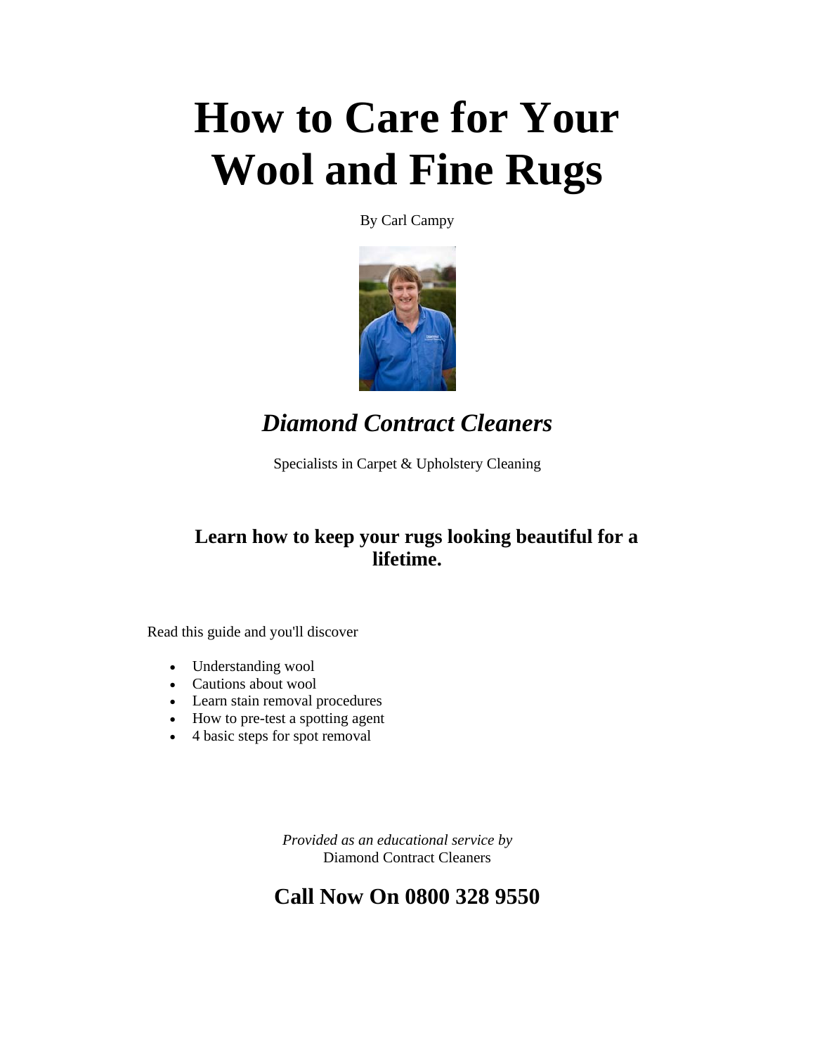# How to Care for Your Wool and Fine Rugs

By Carl Campy

## *Diamond Contract Cleaners*

Specialists in Carpet & Upholstery Cleaning

### Learn how to keep your rugs looking beautiful for a lifetime.

Read this guide and you'll discover

- Understanding wool
- Cautions about wool
- Learn stain removal procedures
- How to pre-test a spotting agent
- 4 basic steps for spot removal

*Provided as an educational service by*
Diamond Contract Cleaners

## Call Now On 0800 328 9550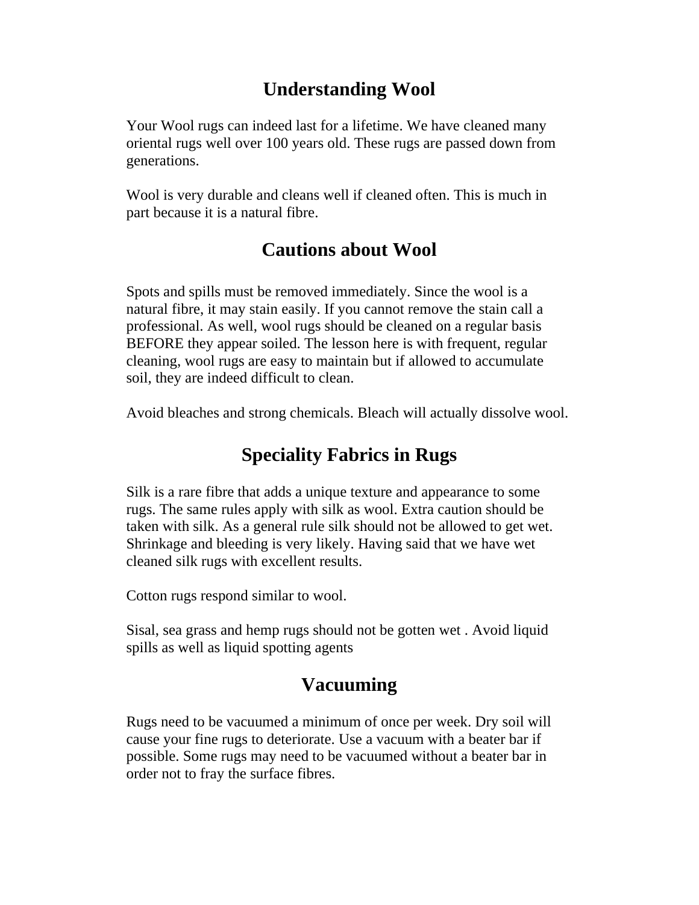## Understanding Wool

Your Wool rugs can indeed last for a lifetime. We have cleaned many oriental rugs well over 100 years old. These rugs are passed down from generations.

Wool is very durable and cleans well if cleaned often. This is much in part because it is a natural fibre.

## Cautions about Wool

Spots and spills must be removed immediately. Since the wool is a natural fibre, it may stain easily. If you cannot remove the stain call a professional. As well, wool rugs should be cleaned on a regular basis BEFORE they appear soiled. The lesson here is with frequent, regular cleaning, wool rugs are easy to maintain but if allowed to accumulate soil, they are indeed difficult to clean.

Avoid bleaches and strong chemicals. Bleach will actually dissolve wool.

## Speciality Fabrics in Rugs

Silk is a rare fibre that adds a unique texture and appearance to some rugs. The same rules apply with silk as wool. Extra caution should be taken with silk. As a general rule silk should not be allowed to get wet. Shrinkage and bleeding is very likely. Having said that we have wet cleaned silk rugs with excellent results.

Cotton rugs respond similar to wool.

Sisal, sea grass and hemp rugs should not be gotten wet . Avoid liquid spills as well as liquid spotting agents

## Vacuuming

Rugs need to be vacuumed a minimum of once per week. Dry soil will cause your fine rugs to deteriorate. Use a vacuum with a beater bar if possible. Some rugs may need to be vacuumed without a beater bar in order not to fray the surface fibres.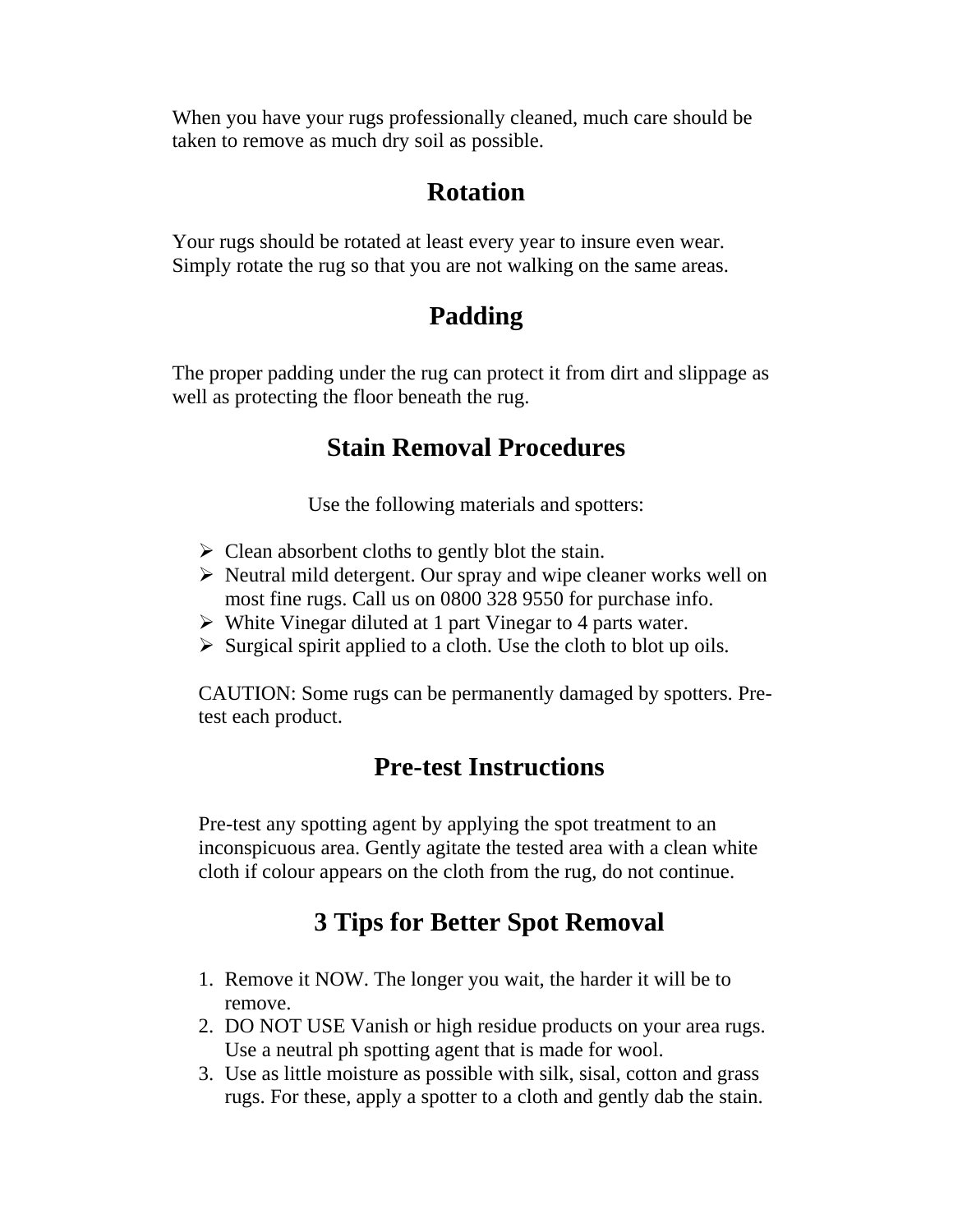When you have your rugs professionally cleaned, much care should be taken to remove as much dry soil as possible.

## Rotation

Your rugs should be rotated at least every year to insure even wear. Simply rotate the rug so that you are not walking on the same areas.

## Padding

The proper padding under the rug can protect it from dirt and slippage as well as protecting the floor beneath the rug.

## Stain Removal Procedures

Use the following materials and spotters:

- Clean absorbent cloths to gently blot the stain.
- Neutral mild detergent. Our spray and wipe cleaner works well on most fine rugs. Call us on 0800 328 9550 for purchase info.
- White Vinegar diluted at 1 part Vinegar to 4 parts water.
- Surgical spirit applied to a cloth. Use the cloth to blot up oils.

CAUTION: Some rugs can be permanently damaged by spotters. Pre-test each product.

## Pre-test Instructions

Pre-test any spotting agent by applying the spot treatment to an inconspicuous area. Gently agitate the tested area with a clean white cloth if colour appears on the cloth from the rug, do not continue.

## 3 Tips for Better Spot Removal

1. Remove it NOW. The longer you wait, the harder it will be to remove.
2. DO NOT USE Vanish or high residue products on your area rugs. Use a neutral ph spotting agent that is made for wool.
3. Use as little moisture as possible with silk, sisal, cotton and grass rugs. For these, apply a spotter to a cloth and gently dab the stain.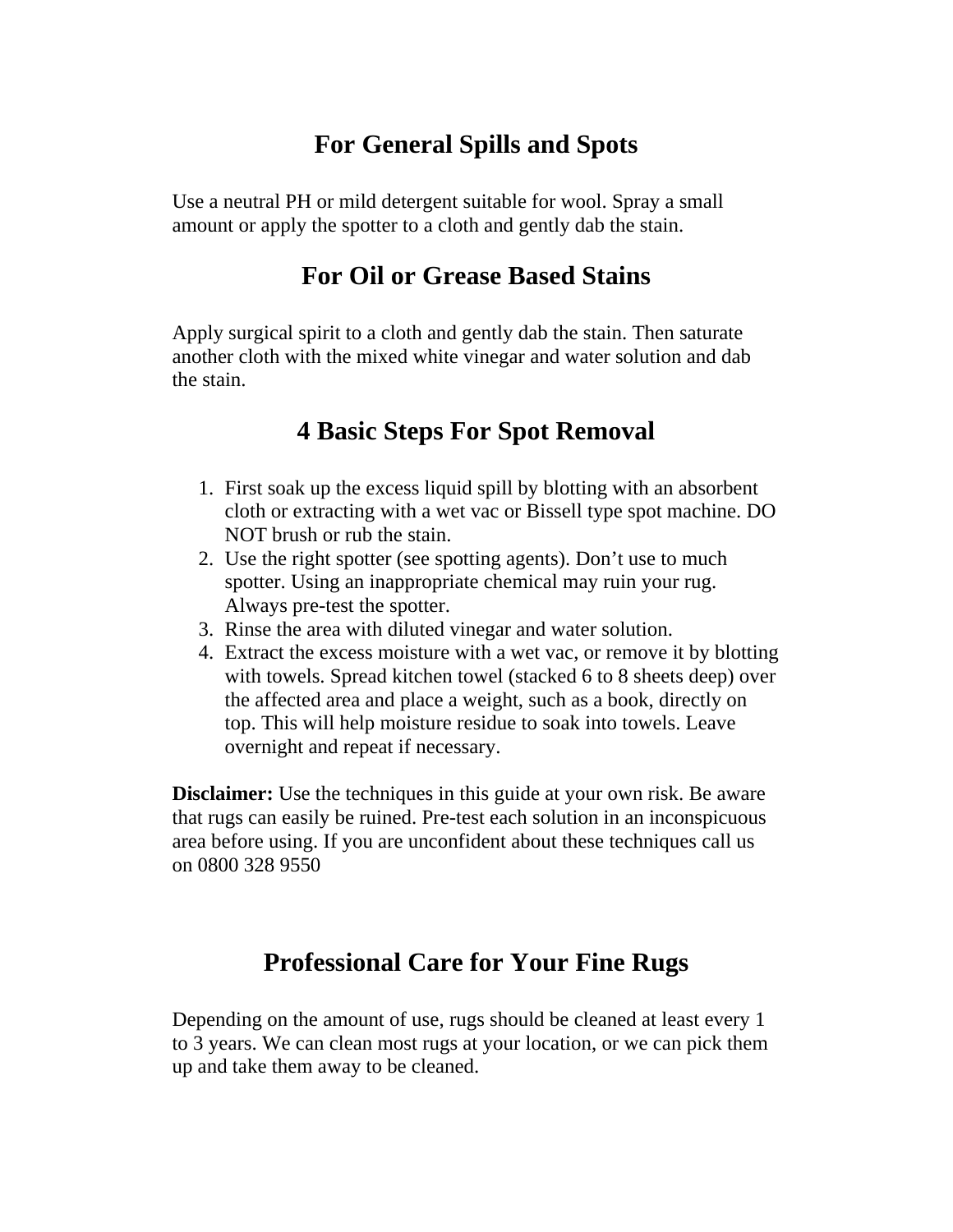## For General Spills and Spots

Use a neutral PH or mild detergent suitable for wool. Spray a small amount or apply the spotter to a cloth and gently dab the stain.

## For Oil or Grease Based Stains

Apply surgical spirit to a cloth and gently dab the stain. Then saturate another cloth with the mixed white vinegar and water solution and dab the stain.

## 4 Basic Steps For Spot Removal

1. First soak up the excess liquid spill by blotting with an absorbent cloth or extracting with a wet vac or Bissell type spot machine. DO NOT brush or rub the stain.
2. Use the right spotter (see spotting agents). Don't use to much spotter. Using an inappropriate chemical may ruin your rug. Always pre-test the spotter.
3. Rinse the area with diluted vinegar and water solution.
4. Extract the excess moisture with a wet vac, or remove it by blotting with towels. Spread kitchen towel (stacked 6 to 8 sheets deep) over the affected area and place a weight, such as a book, directly on top. This will help moisture residue to soak into towels. Leave overnight and repeat if necessary.

**Disclaimer:** Use the techniques in this guide at your own risk. Be aware that rugs can easily be ruined. Pre-test each solution in an inconspicuous area before using. If you are unconfident about these techniques call us on 0800 328 9550

## Professional Care for Your Fine Rugs

Depending on the amount of use, rugs should be cleaned at least every 1 to 3 years. We can clean most rugs at your location, or we can pick them up and take them away to be cleaned.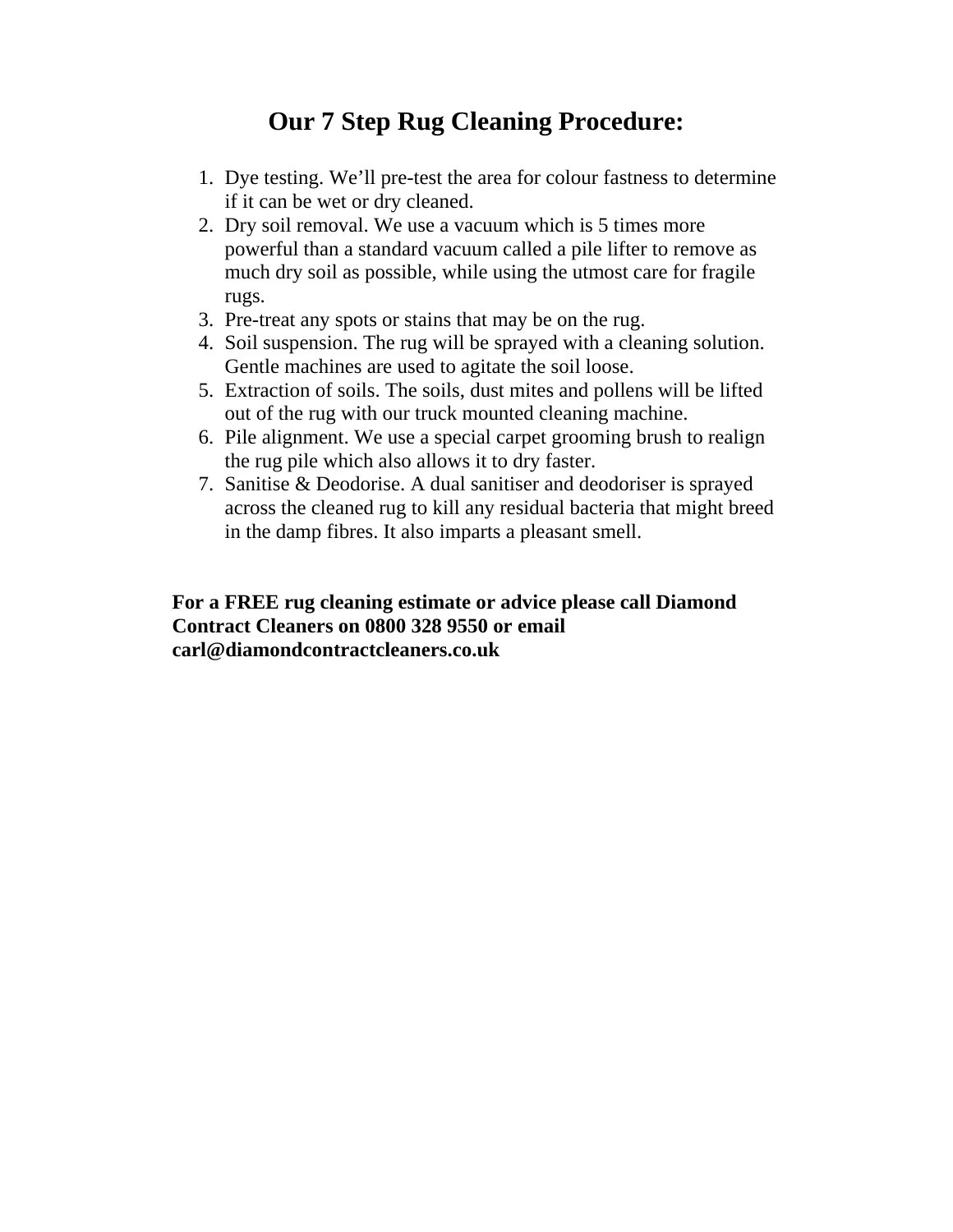# Our 7 Step Rug Cleaning Procedure:

1. Dye testing. We'll pre-test the area for colour fastness to determine if it can be wet or dry cleaned.
2. Dry soil removal. We use a vacuum which is 5 times more powerful than a standard vacuum called a pile lifter to remove as much dry soil as possible, while using the utmost care for fragile rugs.
3. Pre-treat any spots or stains that may be on the rug.
4. Soil suspension. The rug will be sprayed with a cleaning solution. Gentle machines are used to agitate the soil loose.
5. Extraction of soils. The soils, dust mites and pollens will be lifted out of the rug with our truck mounted cleaning machine.
6. Pile alignment. We use a special carpet grooming brush to realign the rug pile which also allows it to dry faster.
7. Sanitise & Deodorise. A dual sanitiser and deodoriser is sprayed across the cleaned rug to kill any residual bacteria that might breed in the damp fibres. It also imparts a pleasant smell.

**For a FREE rug cleaning estimate or advice please call Diamond Contract Cleaners on 0800 328 9550 or email carl@diamondcontractcleaners.co.uk**